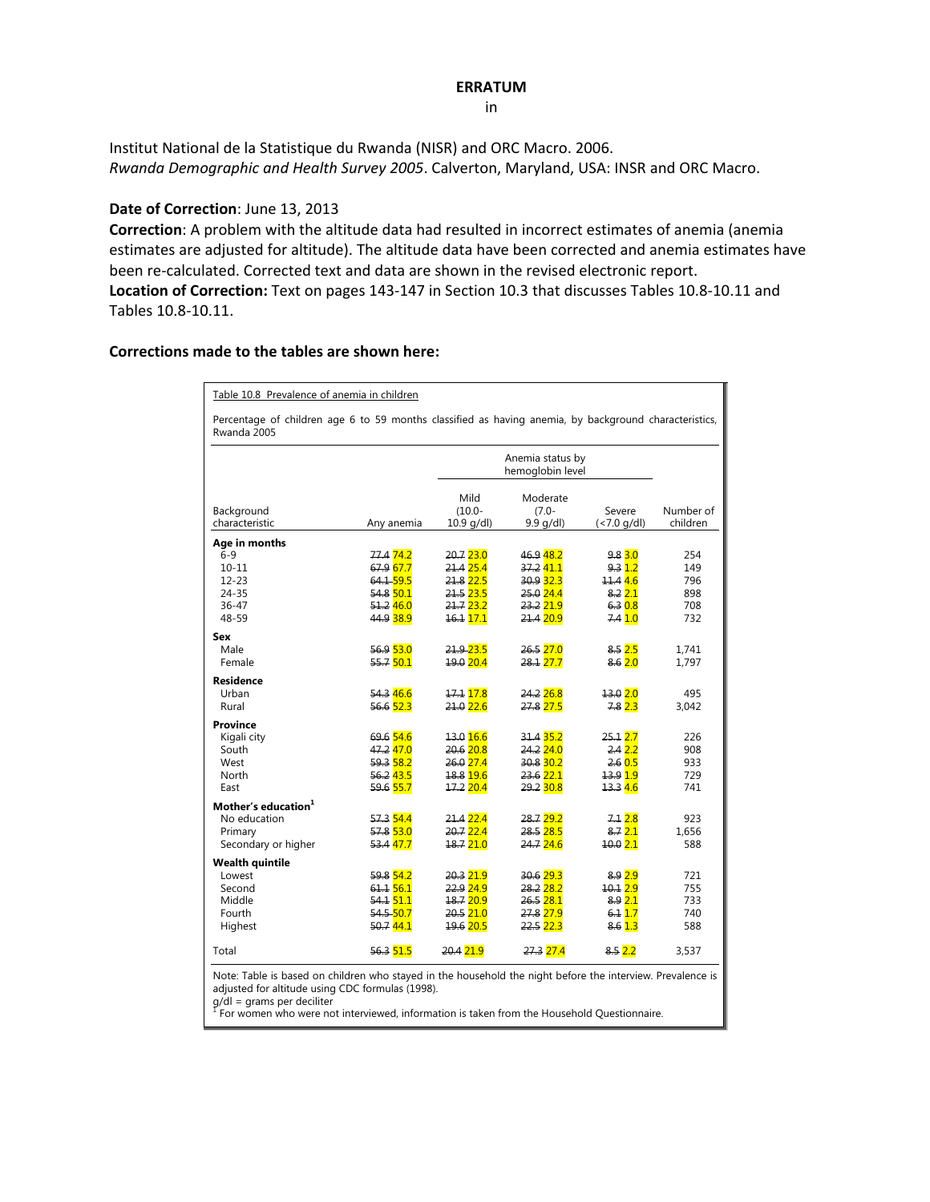**ERRATUM**

in

Institut National de la Statistique du Rwanda (NISR) and ORC Macro. 2006.
*Rwanda Demographic and Health Survey 2005*. Calverton, Maryland, USA: INSR and ORC Macro.

**Date of Correction**: June 13, 2013

**Correction**: A problem with the altitude data had resulted in incorrect estimates of anemia (anemia estimates are adjusted for altitude). The altitude data have been corrected and anemia estimates have been re-calculated. Corrected text and data are shown in the revised electronic report.

**Location of Correction:** Text on pages 143-147 in Section 10.3 that discusses Tables 10.8-10.11 and Tables 10.8-10.11.

**Corrections made to the tables are shown here:**

Table 10.8 Prevalence of anemia in children

Percentage of children age 6 to 59 months classified as having anemia, by background characteristics, Rwanda 2005

| Background characteristic | Any anemia | Anemia status by hemoglobin level: Mild (10.0-10.9 g/dl) | Moderate (7.0-9.9 g/dl) | Severe (<7.0 g/dl) | Number of children |
|---|---|---|---|---|---|
| **Age in months** | | | | | |
| 6-9 | ~~77.4~~ 74.2 | ~~20.7~~ 23.0 | ~~46.9~~ 48.2 | ~~9.8~~ 3.0 | 254 |
| 10-11 | ~~67.9~~ 67.7 | ~~21.4~~ 25.4 | ~~37.2~~ 41.1 | ~~9.3~~ 1.2 | 149 |
| 12-23 | ~~64.1~~ 59.5 | ~~21.8~~ 22.5 | ~~30.9~~ 32.3 | ~~11.4~~ 4.6 | 796 |
| 24-35 | ~~54.8~~ 50.1 | ~~21.5~~ 23.5 | ~~25.0~~ 24.4 | ~~8.2~~ 2.1 | 898 |
| 36-47 | ~~51.2~~ 46.0 | ~~21.7~~ 23.2 | ~~23.2~~ 21.9 | ~~6.3~~ 0.8 | 708 |
| 48-59 | ~~44.9~~ 38.9 | ~~16.1~~ 17.1 | ~~21.4~~ 20.9 | ~~7.4~~ 1.0 | 732 |
| **Sex** | | | | | |
| Male | ~~56.9~~ 53.0 | ~~21.9~~ 23.5 | ~~26.5~~ 27.0 | ~~8.5~~ 2.5 | 1,741 |
| Female | ~~55.7~~ 50.1 | ~~19.0~~ 20.4 | ~~28.1~~ 27.7 | ~~8.6~~ 2.0 | 1,797 |
| **Residence** | | | | | |
| Urban | ~~54.3~~ 46.6 | ~~17.1~~ 17.8 | ~~24.2~~ 26.8 | ~~13.0~~ 2.0 | 495 |
| Rural | ~~56.6~~ 52.3 | ~~21.0~~ 22.6 | ~~27.8~~ 27.5 | ~~7.8~~ 2.3 | 3,042 |
| **Province** | | | | | |
| Kigali city | ~~69.6~~ 54.6 | ~~13.0~~ 16.6 | ~~31.4~~ 35.2 | ~~25.1~~ 2.7 | 226 |
| South | ~~47.2~~ 47.0 | ~~20.6~~ 20.8 | ~~24.2~~ 24.0 | ~~2.4~~ 2.2 | 908 |
| West | ~~59.3~~ 58.2 | ~~26.0~~ 27.4 | ~~30.8~~ 30.2 | ~~2.6~~ 0.5 | 933 |
| North | ~~56.2~~ 43.5 | ~~18.8~~ 19.6 | ~~23.6~~ 22.1 | ~~13.9~~ 1.9 | 729 |
| East | ~~59.6~~ 55.7 | ~~17.2~~ 20.4 | ~~29.2~~ 30.8 | ~~13.3~~ 4.6 | 741 |
| **Mother's education**[1] | | | | | |
| No education | ~~57.3~~ 54.4 | ~~21.4~~ 22.4 | ~~28.7~~ 29.2 | ~~7.1~~ 2.8 | 923 |
| Primary | ~~57.8~~ 53.0 | ~~20.7~~ 22.4 | ~~28.5~~ 28.5 | ~~8.7~~ 2.1 | 1,656 |
| Secondary or higher | ~~53.4~~ 47.7 | ~~18.7~~ 21.0 | ~~24.7~~ 24.6 | ~~10.0~~ 2.1 | 588 |
| **Wealth quintile** | | | | | |
| Lowest | ~~59.8~~ 54.2 | ~~20.3~~ 21.9 | ~~30.6~~ 29.3 | ~~8.9~~ 2.9 | 721 |
| Second | ~~61.1~~ 56.1 | ~~22.9~~ 24.9 | ~~28.2~~ 28.2 | ~~10.1~~ 2.9 | 755 |
| Middle | ~~54.1~~ 51.1 | ~~18.7~~ 20.9 | ~~26.5~~ 28.1 | ~~8.9~~ 2.1 | 733 |
| Fourth | ~~54.5~~ 50.7 | ~~20.5~~ 21.0 | ~~27.8~~ 27.9 | ~~6.1~~ 1.7 | 740 |
| Highest | ~~50.7~~ 44.1 | ~~19.6~~ 20.5 | ~~22.5~~ 22.3 | ~~8.6~~ 1.3 | 588 |
| Total | ~~56.3~~ 51.5 | ~~20.4~~ 21.9 | ~~27.3~~ 27.4 | ~~8.5~~ 2.2 | 3,537 |

Note: Table is based on children who stayed in the household the night before the interview. Prevalence is adjusted for altitude using CDC formulas (1998).
g/dl = grams per deciliter
[1] For women who were not interviewed, information is taken from the Household Questionnaire.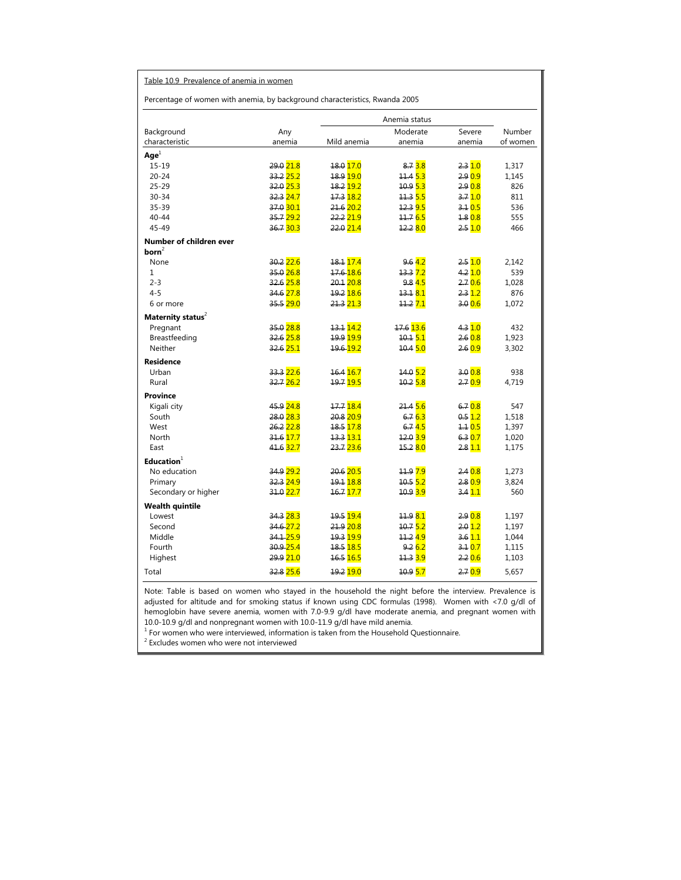Table 10.9 Prevalence of anemia in women

Percentage of women with anemia, by background characteristics, Rwanda 2005

| Background characteristic | Any anemia | Anemia status | | | Number of women |
|---|---|---|---|---|---|
| | | Mild anemia | Moderate anemia | Severe anemia | |
| **Age**[1] | | | | | |
| 15-19 | ~~29.0~~ 21.8 | ~~18.0~~ 17.0 | ~~8.7~~ 3.8 | ~~2.3~~ 1.0 | 1,317 |
| 20-24 | ~~33.2~~ 25.2 | ~~18.9~~ 19.0 | ~~11.4~~ 5.3 | ~~2.9~~ 0.9 | 1,145 |
| 25-29 | ~~32.0~~ 25.3 | ~~18.2~~ 19.2 | ~~10.9~~ 5.3 | ~~2.9~~ 0.8 | 826 |
| 30-34 | ~~32.3~~ 24.7 | ~~17.3~~ 18.2 | ~~11.3~~ 5.5 | ~~3.7~~ 1.0 | 811 |
| 35-39 | ~~37.0~~ 30.1 | ~~21.6~~ 20.2 | ~~12.3~~ 9.5 | ~~3.1~~ 0.5 | 536 |
| 40-44 | ~~35.7~~ 29.2 | ~~22.2~~ 21.9 | ~~11.7~~ 6.5 | ~~1.8~~ 0.8 | 555 |
| 45-49 | ~~36.7~~ 30.3 | ~~22.0~~ 21.4 | ~~12.2~~ 8.0 | ~~2.5~~ 1.0 | 466 |
| **Number of children ever born**[2] | | | | | |
| None | ~~30.2~~ 22.6 | ~~18.1~~ 17.4 | ~~9.6~~ 4.2 | ~~2.5~~ 1.0 | 2,142 |
| 1 | ~~35.0~~ 26.8 | ~~17.6~~ 18.6 | ~~13.3~~ 7.2 | ~~4.2~~ 1.0 | 539 |
| 2-3 | ~~32.6~~ 25.8 | ~~20.1~~ 20.8 | ~~9.8~~ 4.5 | ~~2.7~~ 0.6 | 1,028 |
| 4-5 | ~~34.6~~ 27.8 | ~~19.2~~ 18.6 | ~~13.1~~ 8.1 | ~~2.3~~ 1.2 | 876 |
| 6 or more | ~~35.5~~ 29.0 | ~~21.3~~ 21.3 | ~~11.2~~ 7.1 | ~~3.0~~ 0.6 | 1,072 |
| **Maternity status**[2] | | | | | |
| Pregnant | ~~35.0~~ 28.8 | ~~13.1~~ 14.2 | ~~17.6~~ 13.6 | ~~4.3~~ 1.0 | 432 |
| Breastfeeding | ~~32.6~~ 25.8 | ~~19.9~~ 19.9 | ~~10.1~~ 5.1 | ~~2.6~~ 0.8 | 1,923 |
| Neither | ~~32.6~~ 25.1 | ~~19.6~~ 19.2 | ~~10.4~~ 5.0 | ~~2.6~~ 0.9 | 3,302 |
| **Residence** | | | | | |
| Urban | ~~33.3~~ 22.6 | ~~16.4~~ 16.7 | ~~14.0~~ 5.2 | ~~3.0~~ 0.8 | 938 |
| Rural | ~~32.7~~ 26.2 | ~~19.7~~ 19.5 | ~~10.2~~ 5.8 | ~~2.7~~ 0.9 | 4,719 |
| **Province** | | | | | |
| Kigali city | ~~45.9~~ 24.8 | ~~17.7~~ 18.4 | ~~21.4~~ 5.6 | ~~6.7~~ 0.8 | 547 |
| South | ~~28.0~~ 28.3 | ~~20.8~~ 20.9 | ~~6.7~~ 6.3 | ~~0.5~~ 1.2 | 1,518 |
| West | ~~26.2~~ 22.8 | ~~18.5~~ 17.8 | ~~6.7~~ 4.5 | ~~1.1~~ 0.5 | 1,397 |
| North | ~~31.6~~ 17.7 | ~~13.3~~ 13.1 | ~~12.0~~ 3.9 | ~~6.3~~ 0.7 | 1,020 |
| East | ~~41.6~~ 32.7 | ~~23.7~~ 23.6 | ~~15.2~~ 8.0 | ~~2.8~~ 1.1 | 1,175 |
| **Education**[1] | | | | | |
| No education | ~~34.9~~ 29.2 | ~~20.6~~ 20.5 | ~~11.9~~ 7.9 | ~~2.4~~ 0.8 | 1,273 |
| Primary | ~~32.3~~ 24.9 | ~~19.1~~ 18.8 | ~~10.5~~ 5.2 | ~~2.8~~ 0.9 | 3,824 |
| Secondary or higher | ~~31.0~~ 22.7 | ~~16.7~~ 17.7 | ~~10.9~~ 3.9 | ~~3.4~~ 1.1 | 560 |
| **Wealth quintile** | | | | | |
| Lowest | ~~34.3~~ 28.3 | ~~19.5~~ 19.4 | ~~11.9~~ 8.1 | ~~2.9~~ 0.8 | 1,197 |
| Second | ~~34.6~~ 27.2 | ~~21.9~~ 20.8 | ~~10.7~~ 5.2 | ~~2.0~~ 1.2 | 1,197 |
| Middle | ~~34.1~~ 25.9 | ~~19.3~~ 19.9 | ~~11.2~~ 4.9 | ~~3.6~~ 1.1 | 1,044 |
| Fourth | ~~30.9~~ 25.4 | ~~18.5~~ 18.5 | ~~9.2~~ 6.2 | ~~3.1~~ 0.7 | 1,115 |
| Highest | ~~29.9~~ 21.0 | ~~16.5~~ 16.5 | ~~11.3~~ 3.9 | ~~2.2~~ 0.6 | 1,103 |
| Total | ~~32.8~~ 25.6 | ~~19.2~~ 19.0 | ~~10.9~~ 5.7 | ~~2.7~~ 0.9 | 5,657 |

Note: Table is based on women who stayed in the household the night before the interview. Prevalence is adjusted for altitude and for smoking status if known using CDC formulas (1998). Women with <7.0 g/dl of hemoglobin have severe anemia, women with 7.0-9.9 g/dl have moderate anemia, and pregnant women with 10.0-10.9 g/dl and nonpregnant women with 10.0-11.9 g/dl have mild anemia.

[1] For women who were interviewed, information is taken from the Household Questionnaire.

[2] Excludes women who were not interviewed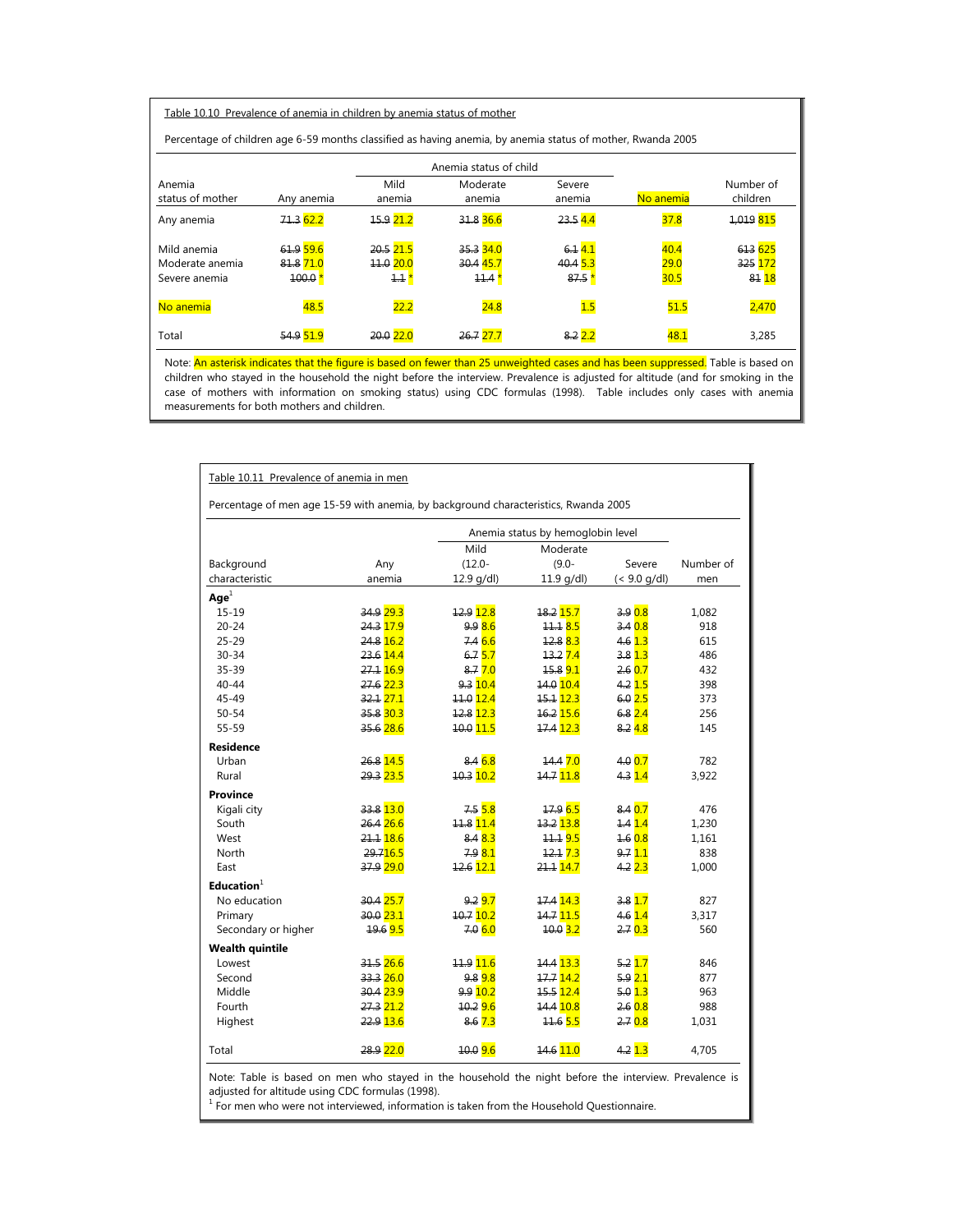Table 10.10 Prevalence of anemia in children by anemia status of mother

Percentage of children age 6-59 months classified as having anemia, by anemia status of mother, Rwanda 2005

| Anemia status of mother | Any anemia | Anemia status of child | | | No anemia | Number of children |
|---|---|---|---|---|---|---|
| | | Mild anemia | Moderate anemia | Severe anemia | | |
| Any anemia | ~~71.3~~ 62.2 | ~~15.9~~ 21.2 | ~~31.8~~ 36.6 | ~~23.5~~ 4.4 | 37.8 | ~~1,019~~ 815 |
| Mild anemia | ~~61.9~~ 59.6 | ~~20.5~~ 21.5 | ~~35.3~~ 34.0 | ~~6.1~~ 4.1 | 40.4 | ~~613~~ 625 |
| Moderate anemia | ~~81.8~~ 71.0 | ~~11.0~~ 20.0 | ~~30.4~~ 45.7 | ~~40.4~~ 5.3 | 29.0 | ~~325~~ 172 |
| Severe anemia | ~~100.0~~ * | ~~1.1~~ * | ~~11.4~~ * | ~~87.5~~ * | 30.5 | ~~81~~ 18 |
| No anemia | 48.5 | 22.2 | 24.8 | 1.5 | 51.5 | 2,470 |
| Total | ~~54.9~~ 51.9 | ~~20.0~~ 22.0 | ~~26.7~~ 27.7 | ~~8.2~~ 2.2 | 48.1 | 3,285 |

Note: An asterisk indicates that the figure is based on fewer than 25 unweighted cases and has been suppressed. Table is based on children who stayed in the household the night before the interview. Prevalence is adjusted for altitude (and for smoking in the case of mothers with information on smoking status) using CDC formulas (1998). Table includes only cases with anemia measurements for both mothers and children.

Table 10.11 Prevalence of anemia in men

Percentage of men age 15-59 with anemia, by background characteristics, Rwanda 2005

| Background characteristic | Any anemia | Anemia status by hemoglobin level | | | Number of men |
|---|---|---|---|---|---|
| | | Mild (12.0-12.9 g/dl) | Moderate (9.0-11.9 g/dl) | Severe (< 9.0 g/dl) | |
| **Age**[1] | | | | | |
| 15-19 | ~~34.9~~ 29.3 | ~~12.9~~ 12.8 | ~~18.2~~ 15.7 | ~~3.9~~ 0.8 | 1,082 |
| 20-24 | ~~24.3~~ 17.9 | ~~9.9~~ 8.6 | ~~11.1~~ 8.5 | ~~3.4~~ 0.8 | 918 |
| 25-29 | ~~24.8~~ 16.2 | ~~7.4~~ 6.6 | ~~12.8~~ 8.3 | ~~4.6~~ 1.3 | 615 |
| 30-34 | ~~23.6~~ 14.4 | ~~6.7~~ 5.7 | ~~13.2~~ 7.4 | ~~3.8~~ 1.3 | 486 |
| 35-39 | ~~27.1~~ 16.9 | ~~8.7~~ 7.0 | ~~15.8~~ 9.1 | ~~2.6~~ 0.7 | 432 |
| 40-44 | ~~27.6~~ 22.3 | ~~9.3~~ 10.4 | ~~14.0~~ 10.4 | ~~4.2~~ 1.5 | 398 |
| 45-49 | ~~32.1~~ 27.1 | ~~11.0~~ 12.4 | ~~15.1~~ 12.3 | ~~6.0~~ 2.5 | 373 |
| 50-54 | ~~35.8~~ 30.3 | ~~12.8~~ 12.3 | ~~16.2~~ 15.6 | ~~6.8~~ 2.4 | 256 |
| 55-59 | ~~35.6~~ 28.6 | ~~10.0~~ 11.5 | ~~17.4~~ 12.3 | ~~8.2~~ 4.8 | 145 |
| **Residence** | | | | | |
| Urban | ~~26.8~~ 14.5 | ~~8.4~~ 6.8 | ~~14.4~~ 7.0 | ~~4.0~~ 0.7 | 782 |
| Rural | ~~29.3~~ 23.5 | ~~10.3~~ 10.2 | ~~14.7~~ 11.8 | ~~4.3~~ 1.4 | 3,922 |
| **Province** | | | | | |
| Kigali city | ~~33.8~~ 13.0 | ~~7.5~~ 5.8 | ~~17.9~~ 6.5 | ~~8.4~~ 0.7 | 476 |
| South | ~~26.4~~ 26.6 | ~~11.8~~ 11.4 | ~~13.2~~ 13.8 | ~~1.4~~ 1.4 | 1,230 |
| West | ~~21.1~~ 18.6 | ~~8.4~~ 8.3 | ~~11.1~~ 9.5 | ~~1.6~~ 0.8 | 1,161 |
| North | ~~29.7~~ 16.5 | ~~7.9~~ 8.1 | ~~12.1~~ 7.3 | ~~9.7~~ 1.1 | 838 |
| East | ~~37.9~~ 29.0 | ~~12.6~~ 12.1 | ~~21.1~~ 14.7 | ~~4.2~~ 2.3 | 1,000 |
| **Education**[1] | | | | | |
| No education | ~~30.4~~ 25.7 | ~~9.2~~ 9.7 | ~~17.4~~ 14.3 | ~~3.8~~ 1.7 | 827 |
| Primary | ~~30.0~~ 23.1 | ~~10.7~~ 10.2 | ~~14.7~~ 11.5 | ~~4.6~~ 1.4 | 3,317 |
| Secondary or higher | ~~19.6~~ 9.5 | ~~7.0~~ 6.0 | ~~10.0~~ 3.2 | ~~2.7~~ 0.3 | 560 |
| **Wealth quintile** | | | | | |
| Lowest | ~~31.5~~ 26.6 | ~~11.9~~ 11.6 | ~~14.4~~ 13.3 | ~~5.2~~ 1.7 | 846 |
| Second | ~~33.3~~ 26.0 | ~~9.8~~ 9.8 | ~~17.7~~ 14.2 | ~~5.9~~ 2.1 | 877 |
| Middle | ~~30.4~~ 23.9 | ~~9.9~~ 10.2 | ~~15.5~~ 12.4 | ~~5.0~~ 1.3 | 963 |
| Fourth | ~~27.3~~ 21.2 | ~~10.2~~ 9.6 | ~~14.4~~ 10.8 | ~~2.6~~ 0.8 | 988 |
| Highest | ~~22.9~~ 13.6 | ~~8.6~~ 7.3 | ~~11.6~~ 5.5 | ~~2.7~~ 0.8 | 1,031 |
| Total | ~~28.9~~ 22.0 | ~~10.0~~ 9.6 | ~~14.6~~ 11.0 | ~~4.2~~ 1.3 | 4,705 |

Note: Table is based on men who stayed in the household the night before the interview. Prevalence is adjusted for altitude using CDC formulas (1998).
[1] For men who were not interviewed, information is taken from the Household Questionnaire.